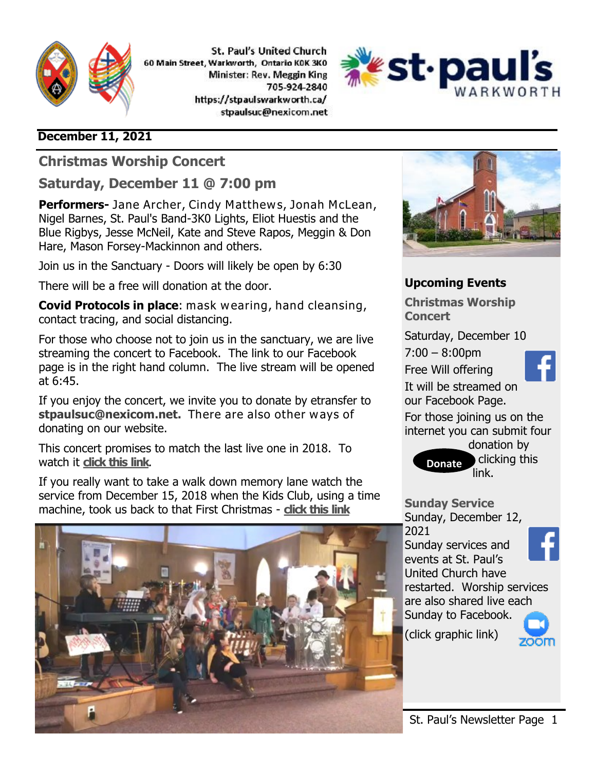St. Paul's United Church
60 Main Street, Warkworth, Ontario K0K 3K0
Minister: Rev. Meggin King
705-924-2840
https://stpaulswarkworth.ca/
stpaulsuc@nexicom.net

st·paul's WARKWORTH

**December 11, 2021**

## Christmas Worship Concert

## Saturday, December 11 @ 7:00 pm

**Performers-** Jane Archer, Cindy Matthews, Jonah McLean, Nigel Barnes, St. Paul's Band-3K0 Lights, Eliot Huestis and the Blue Rigbys, Jesse McNeil, Kate and Steve Rapos, Meggin & Don Hare, Mason Forsey-Mackinnon and others.

Join us in the Sanctuary - Doors will likely be open by 6:30

There will be a free will donation at the door.

**Covid Protocols in place**: mask wearing, hand cleansing, contact tracing, and social distancing.

For those who choose not to join us in the sanctuary, we are live streaming the concert to Facebook. The link to our Facebook page is in the right hand column. The live stream will be opened at 6:45.

If you enjoy the concert, we invite you to donate by etransfer to **stpaulsuc@nexicom.net.** There are also other ways of donating on our website.

This concert promises to match the last live one in 2018. To watch it **click this link**.

If you really want to take a walk down memory lane watch the service from December 15, 2018 when the Kids Club, using a time machine, took us back to that First Christmas - **click this link**

### Upcoming Events

**Christmas Worship Concert**

Saturday, December 10

7:00 – 8:00pm

Free Will offering

It will be streamed on our Facebook Page.

For those joining us on the internet you can submit four donation by clicking this link.

Donate

**Sunday Service**

Sunday, December 12, 2021

Sunday services and events at St. Paul's United Church have restarted. Worship services are also shared live each Sunday to Facebook.

(click graphic link)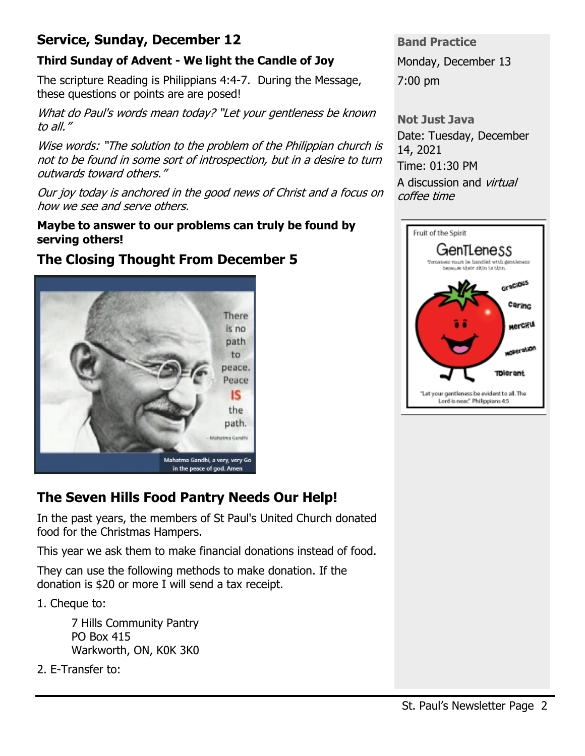## Service, Sunday, December 12

### Third Sunday of Advent - We light the Candle of Joy

The scripture Reading is Philippians 4:4-7. During the Message, these questions or points are are posed!

*What do Paul's words mean today? "Let your gentleness be known to all."*

*Wise words: "The solution to the problem of the Philippian church is not to be found in some sort of introspection, but in a desire to turn outwards toward others."*

*Our joy today is anchored in the good news of Christ and a focus on how we see and serve others.*

**Maybe to answer to our problems can truly be found by serving others!**

## The Closing Thought From December 5

There is no path to peace. Peace IS the path.

– Mahatma Gandhi

Mahatma Gandhi, a very, very Go in the peace of god. Amen

## The Seven Hills Food Pantry Needs Our Help!

In the past years, the members of St Paul's United Church donated food for the Christmas Hampers.

This year we ask them to make financial donations instead of food.

They can use the following methods to make donation. If the donation is $20 or more I will send a tax receipt.

1. Cheque to:

   7 Hills Community Pantry
   PO Box 415
   Warkworth, ON, K0K 3K0

2. E-Transfer to:

**Band Practice**

Monday, December 13

7:00 pm

**Not Just Java**

Date: Tuesday, December 14, 2021

Time: 01:30 PM

A discussion and *virtual coffee time*

Fruit of the Spirit

Gentleness

Tomatoes must be handled with gentleness because their skin is thin.

Gracious

Caring

Merciful

Moderation

Tolerant

"Let your gentleness be evident to all. The Lord is near." Philippians 4:5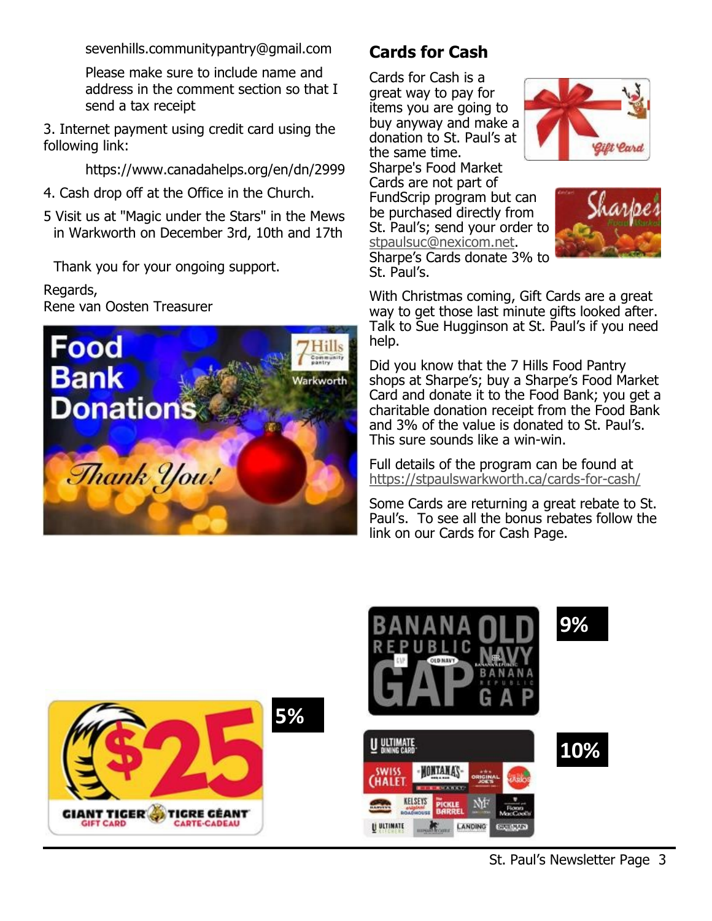sevenhills.communitypantry@gmail.com

Please make sure to include name and address in the comment section so that I send a tax receipt

3. Internet payment using credit card using the following link:

    https://www.canadahelps.org/en/dn/2999

4. Cash drop off at the Office in the Church.

5 Visit us at "Magic under the Stars" in the Mews in Warkworth on December 3rd, 10th and 17th

Thank you for your ongoing support.

Regards,
Rene van Oosten Treasurer

Food Bank Donations

7Hills Community pantry Warkworth

Thank You!

## Cards for Cash

Cards for Cash is a great way to pay for items you are going to buy anyway and make a donation to St. Paul's at the same time.

Sharpe's Food Market Cards are not part of FundScrip program but can be purchased directly from St. Paul's; send your order to stpaulsuc@nexicom.net. Sharpe's Cards donate 3% to St. Paul's.

With Christmas coming, Gift Cards are a great way to get those last minute gifts looked after. Talk to Sue Hugginson at St. Paul's if you need help.

Did you know that the 7 Hills Food Pantry shops at Sharpe's; buy a Sharpe's Food Market Card and donate it to the Food Bank; you get a charitable donation receipt from the Food Bank and 3% of the value is donated to St. Paul's. This sure sounds like a win-win.

Full details of the program can be found at https://stpaulswarkworth.ca/cards-for-cash/

Some Cards are returning a great rebate to St. Paul's. To see all the bonus rebates follow the link on our Cards for Cash Page.

9%

5%

10%